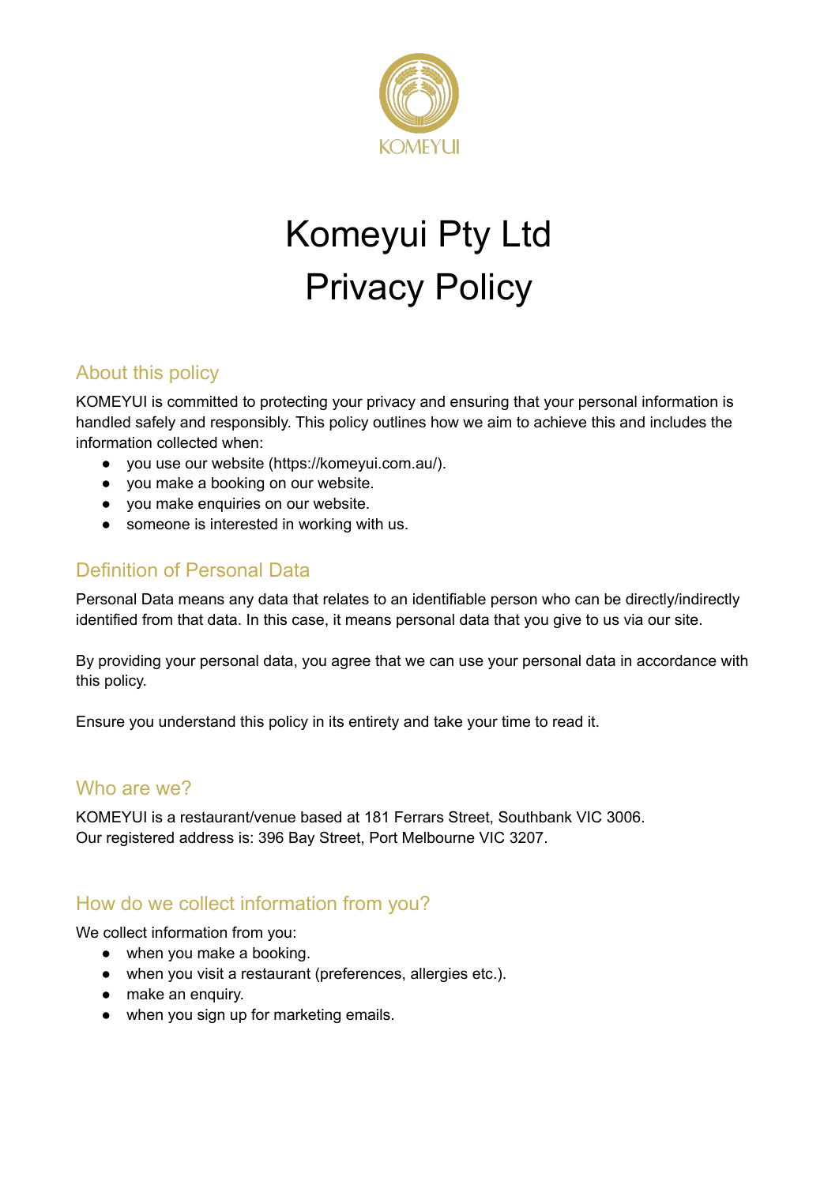KOMEYUI

# Komeyui Pty Ltd
# Privacy Policy

## About this policy

KOMEYUI is committed to protecting your privacy and ensuring that your personal information is handled safely and responsibly. This policy outlines how we aim to achieve this and includes the information collected when:

- you use our website (https://komeyui.com.au/).
- you make a booking on our website.
- you make enquiries on our website.
- someone is interested in working with us.

## Definition of Personal Data

Personal Data means any data that relates to an identifiable person who can be directly/indirectly identified from that data. In this case, it means personal data that you give to us via our site.

By providing your personal data, you agree that we can use your personal data in accordance with this policy.

Ensure you understand this policy in its entirety and take your time to read it.

## Who are we?

KOMEYUI is a restaurant/venue based at 181 Ferrars Street, Southbank VIC 3006.
Our registered address is: 396 Bay Street, Port Melbourne VIC 3207.

## How do we collect information from you?

We collect information from you:

- when you make a booking.
- when you visit a restaurant (preferences, allergies etc.).
- make an enquiry.
- when you sign up for marketing emails.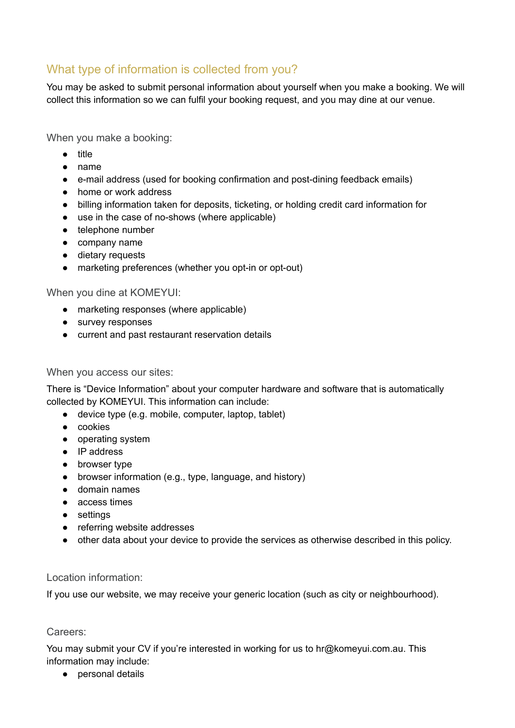## What type of information is collected from you?

You may be asked to submit personal information about yourself when you make a booking. We will collect this information so we can fulfil your booking request, and you may dine at our venue.

### When you make a booking:

- title
- name
- e-mail address (used for booking confirmation and post-dining feedback emails)
- home or work address
- billing information taken for deposits, ticketing, or holding credit card information for
- use in the case of no-shows (where applicable)
- telephone number
- company name
- dietary requests
- marketing preferences (whether you opt-in or opt-out)

### When you dine at KOMEYUI:

- marketing responses (where applicable)
- survey responses
- current and past restaurant reservation details

### When you access our sites:

There is "Device Information" about your computer hardware and software that is automatically collected by KOMEYUI. This information can include:

- device type (e.g. mobile, computer, laptop, tablet)
- cookies
- operating system
- IP address
- browser type
- browser information (e.g., type, language, and history)
- domain names
- access times
- settings
- referring website addresses
- other data about your device to provide the services as otherwise described in this policy.

### Location information:

If you use our website, we may receive your generic location (such as city or neighbourhood).

### Careers:

You may submit your CV if you're interested in working for us to hr@komeyui.com.au. This information may include:

- personal details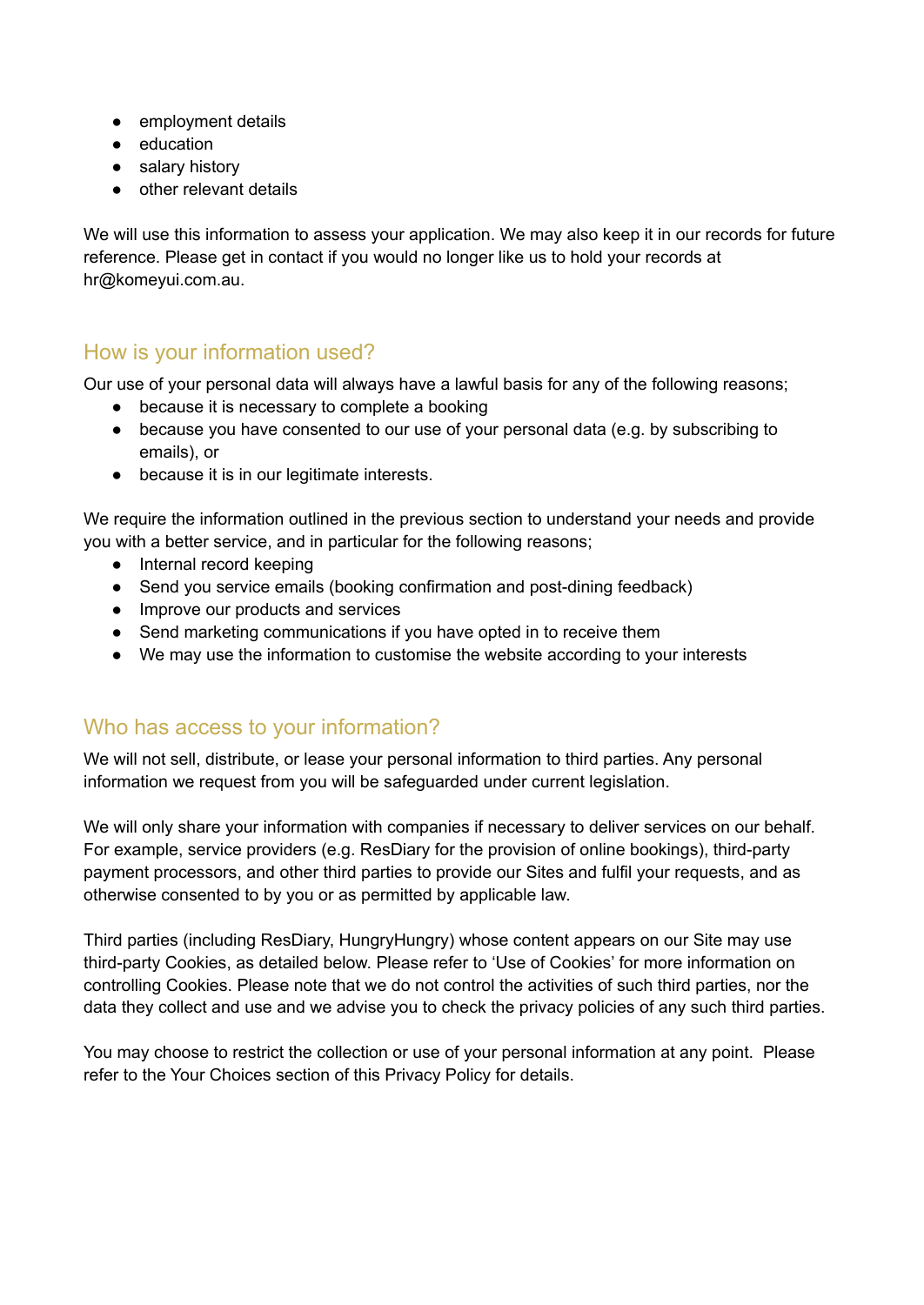- employment details
- education
- salary history
- other relevant details

We will use this information to assess your application. We may also keep it in our records for future reference. Please get in contact if you would no longer like us to hold your records at hr@komeyui.com.au.

## How is your information used?

Our use of your personal data will always have a lawful basis for any of the following reasons;

- because it is necessary to complete a booking
- because you have consented to our use of your personal data (e.g. by subscribing to emails), or
- because it is in our legitimate interests.

We require the information outlined in the previous section to understand your needs and provide you with a better service, and in particular for the following reasons;

- Internal record keeping
- Send you service emails (booking confirmation and post-dining feedback)
- Improve our products and services
- Send marketing communications if you have opted in to receive them
- We may use the information to customise the website according to your interests

## Who has access to your information?

We will not sell, distribute, or lease your personal information to third parties. Any personal information we request from you will be safeguarded under current legislation.

We will only share your information with companies if necessary to deliver services on our behalf. For example, service providers (e.g. ResDiary for the provision of online bookings), third-party payment processors, and other third parties to provide our Sites and fulfil your requests, and as otherwise consented to by you or as permitted by applicable law.

Third parties (including ResDiary, HungryHungry) whose content appears on our Site may use third-party Cookies, as detailed below. Please refer to 'Use of Cookies' for more information on controlling Cookies. Please note that we do not control the activities of such third parties, nor the data they collect and use and we advise you to check the privacy policies of any such third parties.

You may choose to restrict the collection or use of your personal information at any point. Please refer to the Your Choices section of this Privacy Policy for details.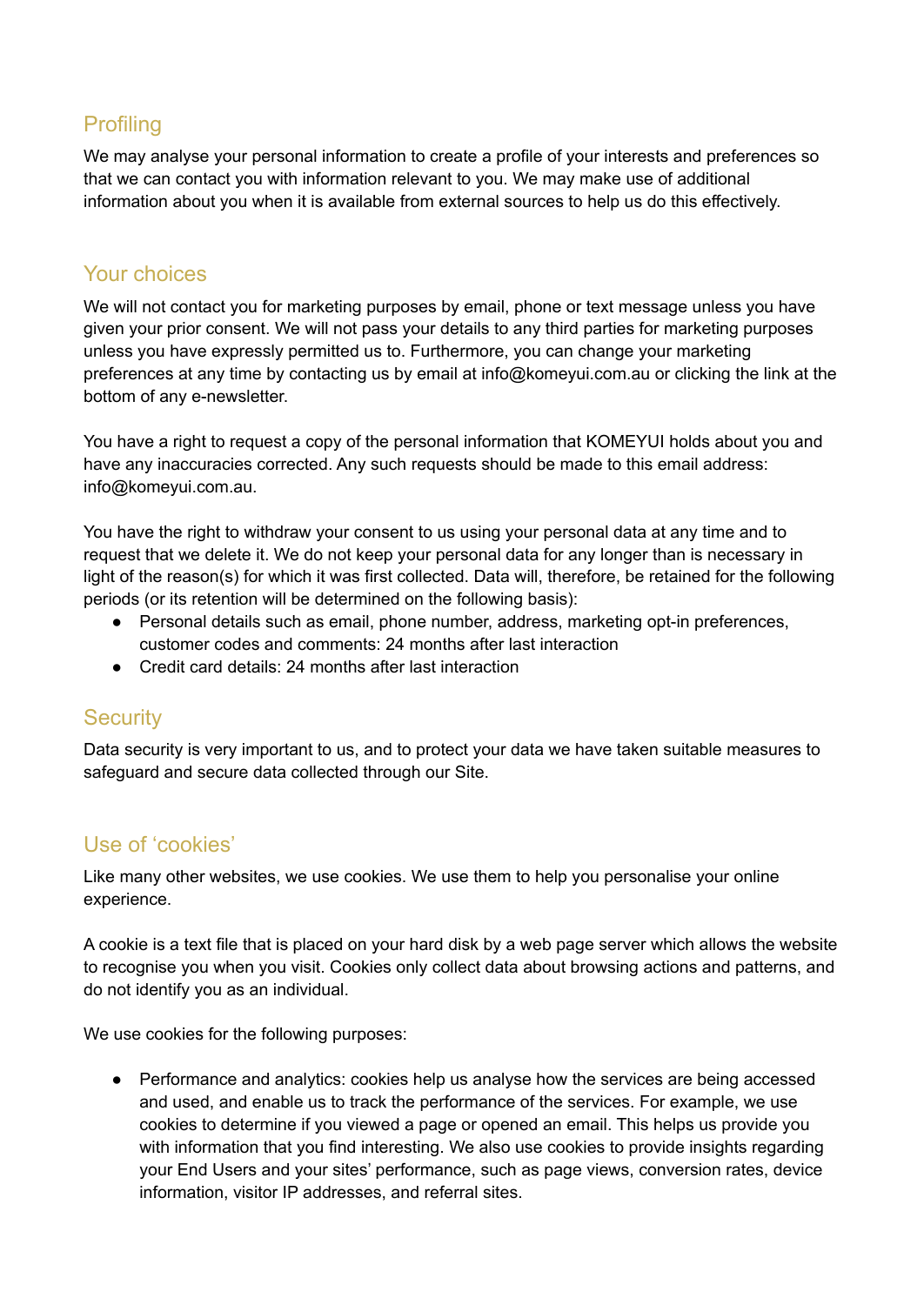## Profiling

We may analyse your personal information to create a profile of your interests and preferences so that we can contact you with information relevant to you. We may make use of additional information about you when it is available from external sources to help us do this effectively.

## Your choices

We will not contact you for marketing purposes by email, phone or text message unless you have given your prior consent. We will not pass your details to any third parties for marketing purposes unless you have expressly permitted us to. Furthermore, you can change your marketing preferences at any time by contacting us by email at info@komeyui.com.au or clicking the link at the bottom of any e-newsletter.

You have a right to request a copy of the personal information that KOMEYUI holds about you and have any inaccuracies corrected. Any such requests should be made to this email address: info@komeyui.com.au.

You have the right to withdraw your consent to us using your personal data at any time and to request that we delete it. We do not keep your personal data for any longer than is necessary in light of the reason(s) for which it was first collected. Data will, therefore, be retained for the following periods (or its retention will be determined on the following basis):

- Personal details such as email, phone number, address, marketing opt-in preferences, customer codes and comments: 24 months after last interaction
- Credit card details: 24 months after last interaction

## Security

Data security is very important to us, and to protect your data we have taken suitable measures to safeguard and secure data collected through our Site.

## Use of 'cookies'

Like many other websites, we use cookies. We use them to help you personalise your online experience.

A cookie is a text file that is placed on your hard disk by a web page server which allows the website to recognise you when you visit. Cookies only collect data about browsing actions and patterns, and do not identify you as an individual.

We use cookies for the following purposes:

- Performance and analytics: cookies help us analyse how the services are being accessed and used, and enable us to track the performance of the services. For example, we use cookies to determine if you viewed a page or opened an email. This helps us provide you with information that you find interesting. We also use cookies to provide insights regarding your End Users and your sites' performance, such as page views, conversion rates, device information, visitor IP addresses, and referral sites.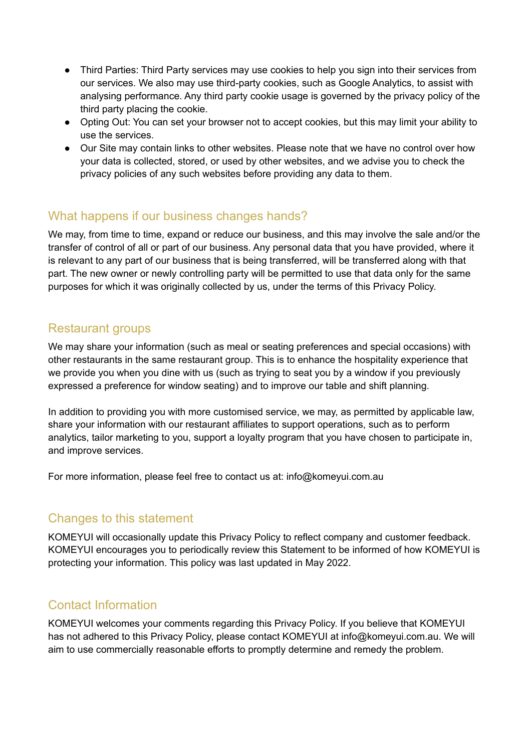- Third Parties: Third Party services may use cookies to help you sign into their services from our services. We also may use third-party cookies, such as Google Analytics, to assist with analysing performance. Any third party cookie usage is governed by the privacy policy of the third party placing the cookie.
- Opting Out: You can set your browser not to accept cookies, but this may limit your ability to use the services.
- Our Site may contain links to other websites. Please note that we have no control over how your data is collected, stored, or used by other websites, and we advise you to check the privacy policies of any such websites before providing any data to them.

## What happens if our business changes hands?

We may, from time to time, expand or reduce our business, and this may involve the sale and/or the transfer of control of all or part of our business. Any personal data that you have provided, where it is relevant to any part of our business that is being transferred, will be transferred along with that part. The new owner or newly controlling party will be permitted to use that data only for the same purposes for which it was originally collected by us, under the terms of this Privacy Policy.

## Restaurant groups

We may share your information (such as meal or seating preferences and special occasions) with other restaurants in the same restaurant group. This is to enhance the hospitality experience that we provide you when you dine with us (such as trying to seat you by a window if you previously expressed a preference for window seating) and to improve our table and shift planning.

In addition to providing you with more customised service, we may, as permitted by applicable law, share your information with our restaurant affiliates to support operations, such as to perform analytics, tailor marketing to you, support a loyalty program that you have chosen to participate in, and improve services.

For more information, please feel free to contact us at: info@komeyui.com.au

## Changes to this statement

KOMEYUI will occasionally update this Privacy Policy to reflect company and customer feedback. KOMEYUI encourages you to periodically review this Statement to be informed of how KOMEYUI is protecting your information. This policy was last updated in May 2022.

## Contact Information

KOMEYUI welcomes your comments regarding this Privacy Policy. If you believe that KOMEYUI has not adhered to this Privacy Policy, please contact KOMEYUI at info@komeyui.com.au. We will aim to use commercially reasonable efforts to promptly determine and remedy the problem.